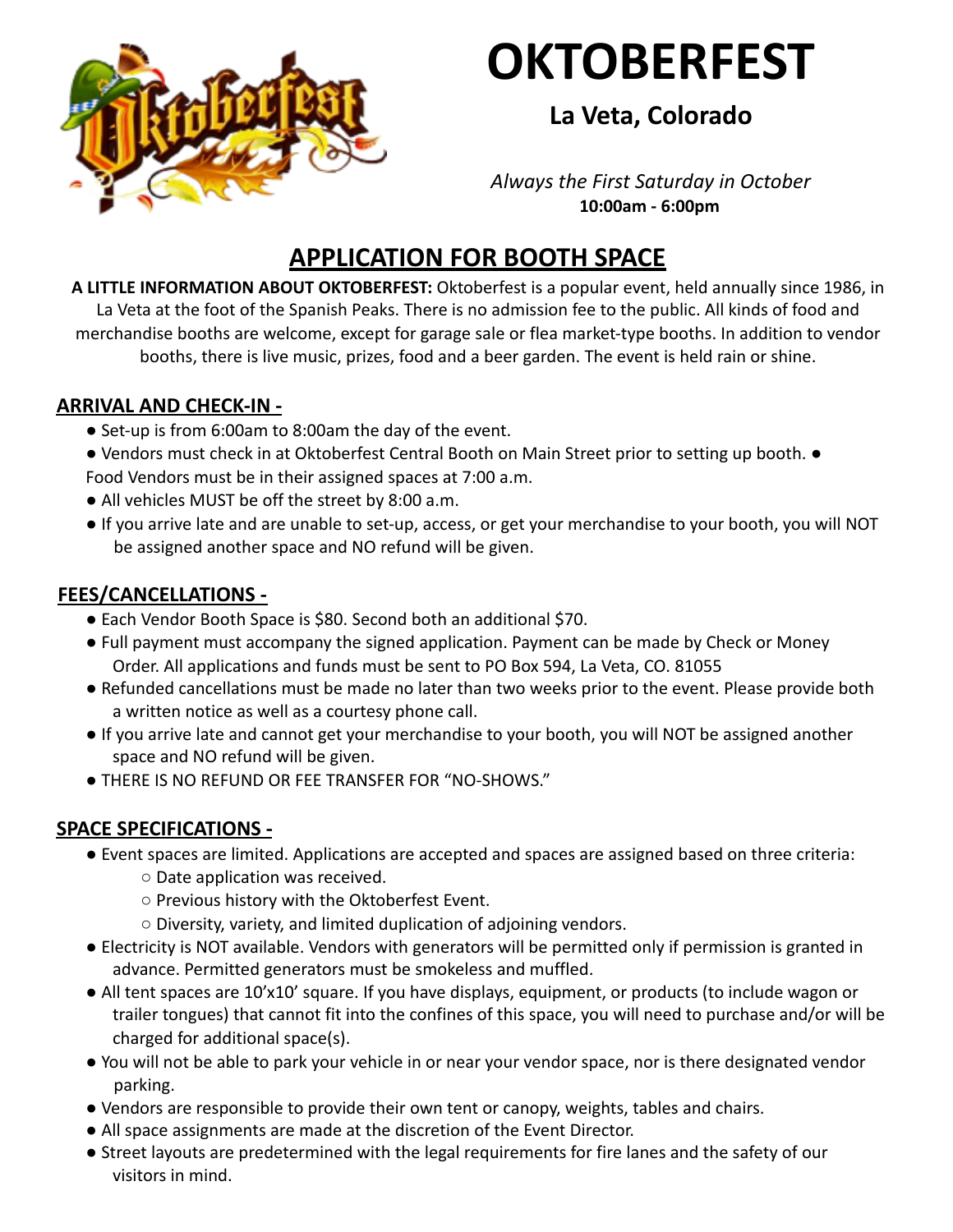# OKTOBERFEST

## La Veta, Colorado

*Always the First Saturday in October*
**10:00am - 6:00pm**

## APPLICATION FOR BOOTH SPACE

**A LITTLE INFORMATION ABOUT OKTOBERFEST:** Oktoberfest is a popular event, held annually since 1986, in La Veta at the foot of the Spanish Peaks. There is no admission fee to the public. All kinds of food and merchandise booths are welcome, except for garage sale or flea market-type booths. In addition to vendor booths, there is live music, prizes, food and a beer garden. The event is held rain or shine.

### ARRIVAL AND CHECK-IN -

- Set-up is from 6:00am to 8:00am the day of the event.
- Vendors must check in at Oktoberfest Central Booth on Main Street prior to setting up booth. ● Food Vendors must be in their assigned spaces at 7:00 a.m.
- All vehicles MUST be off the street by 8:00 a.m.
- If you arrive late and are unable to set-up, access, or get your merchandise to your booth, you will NOT be assigned another space and NO refund will be given.

### FEES/CANCELLATIONS -

- Each Vendor Booth Space is $80. Second both an additional $70.
- Full payment must accompany the signed application. Payment can be made by Check or Money Order. All applications and funds must be sent to PO Box 594, La Veta, CO. 81055
- Refunded cancellations must be made no later than two weeks prior to the event. Please provide both a written notice as well as a courtesy phone call.
- If you arrive late and cannot get your merchandise to your booth, you will NOT be assigned another space and NO refund will be given.
- THERE IS NO REFUND OR FEE TRANSFER FOR "NO-SHOWS."

### SPACE SPECIFICATIONS -

- Event spaces are limited. Applications are accepted and spaces are assigned based on three criteria:
  - Date application was received.
  - Previous history with the Oktoberfest Event.
  - Diversity, variety, and limited duplication of adjoining vendors.
- Electricity is NOT available. Vendors with generators will be permitted only if permission is granted in advance. Permitted generators must be smokeless and muffled.
- All tent spaces are 10'x10' square. If you have displays, equipment, or products (to include wagon or trailer tongues) that cannot fit into the confines of this space, you will need to purchase and/or will be charged for additional space(s).
- You will not be able to park your vehicle in or near your vendor space, nor is there designated vendor parking.
- Vendors are responsible to provide their own tent or canopy, weights, tables and chairs.
- All space assignments are made at the discretion of the Event Director.
- Street layouts are predetermined with the legal requirements for fire lanes and the safety of our visitors in mind.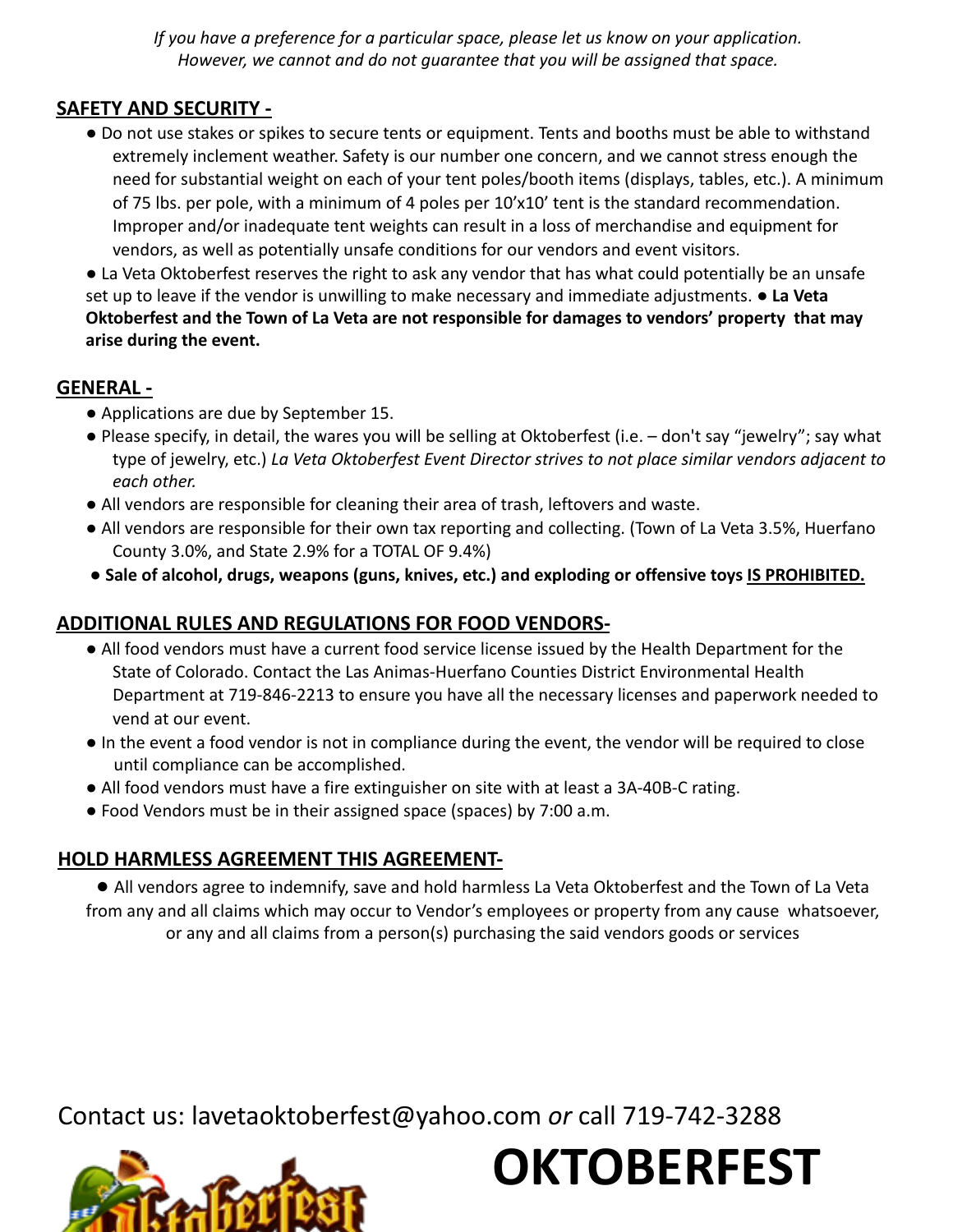*If you have a preference for a particular space, please let us know on your application. However, we cannot and do not guarantee that you will be assigned that space.*

## SAFETY AND SECURITY -

- Do not use stakes or spikes to secure tents or equipment. Tents and booths must be able to withstand extremely inclement weather. Safety is our number one concern, and we cannot stress enough the need for substantial weight on each of your tent poles/booth items (displays, tables, etc.). A minimum of 75 lbs. per pole, with a minimum of 4 poles per 10'x10' tent is the standard recommendation. Improper and/or inadequate tent weights can result in a loss of merchandise and equipment for vendors, as well as potentially unsafe conditions for our vendors and event visitors.
- La Veta Oktoberfest reserves the right to ask any vendor that has what could potentially be an unsafe set up to leave if the vendor is unwilling to make necessary and immediate adjustments.
- **La Veta Oktoberfest and the Town of La Veta are not responsible for damages to vendors' property that may arise during the event.**

## GENERAL -

- Applications are due by September 15.
- Please specify, in detail, the wares you will be selling at Oktoberfest (i.e. – don't say "jewelry"; say what type of jewelry, etc.) *La Veta Oktoberfest Event Director strives to not place similar vendors adjacent to each other.*
- All vendors are responsible for cleaning their area of trash, leftovers and waste.
- All vendors are responsible for their own tax reporting and collecting. (Town of La Veta 3.5%, Huerfano County 3.0%, and State 2.9% for a TOTAL OF 9.4%)
- **Sale of alcohol, drugs, weapons (guns, knives, etc.) and exploding or offensive toys IS PROHIBITED.**

## ADDITIONAL RULES AND REGULATIONS FOR FOOD VENDORS-

- All food vendors must have a current food service license issued by the Health Department for the State of Colorado. Contact the Las Animas-Huerfano Counties District Environmental Health Department at 719-846-2213 to ensure you have all the necessary licenses and paperwork needed to vend at our event.
- In the event a food vendor is not in compliance during the event, the vendor will be required to close until compliance can be accomplished.
- All food vendors must have a fire extinguisher on site with at least a 3A-40B-C rating.
- Food Vendors must be in their assigned space (spaces) by 7:00 a.m.

## HOLD HARMLESS AGREEMENT THIS AGREEMENT-

- All vendors agree to indemnify, save and hold harmless La Veta Oktoberfest and the Town of La Veta from any and all claims which may occur to Vendor's employees or property from any cause whatsoever, or any and all claims from a person(s) purchasing the said vendors goods or services

Contact us: lavetaoktoberfest@yahoo.com *or* call 719-742-3288

# OKTOBERFEST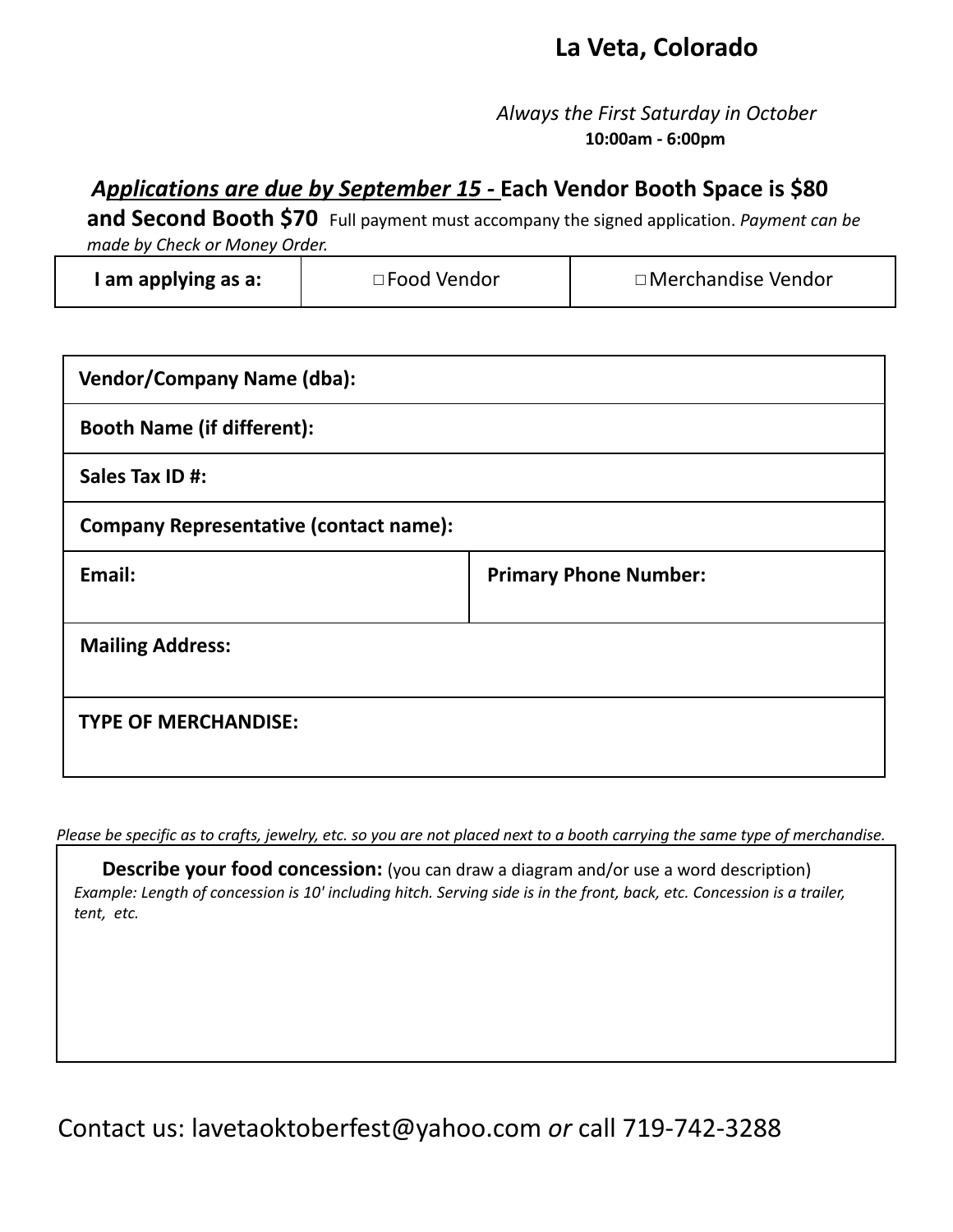## La Veta, Colorado

*Always the First Saturday in October*
**10:00am - 6:00pm**

***Applications are due by September 15 -*** **Each Vendor Booth Space is $80 and Second Booth $70** Full payment must accompany the signed application. *Payment can be made by Check or Money Order.*

| **I am applying as a:** | □ Food Vendor | □ Merchandise Vendor |
|---|---|---|

| | |
|---|---|
| **Vendor/Company Name (dba):** | |
| **Booth Name (if different):** | |
| **Sales Tax ID #:** | |
| **Company Representative (contact name):** | |
| **Email:** | **Primary Phone Number:** |
| **Mailing Address:** | |
| **TYPE OF MERCHANDISE:** | |

*Please be specific as to crafts, jewelry, etc. so you are not placed next to a booth carrying the same type of merchandise.*

**Describe your food concession:** (you can draw a diagram and/or use a word description)
*Example: Length of concession is 10' including hitch. Serving side is in the front, back, etc. Concession is a trailer, tent, etc.*

Contact us: lavetaoktoberfest@yahoo.com *or* call 719-742-3288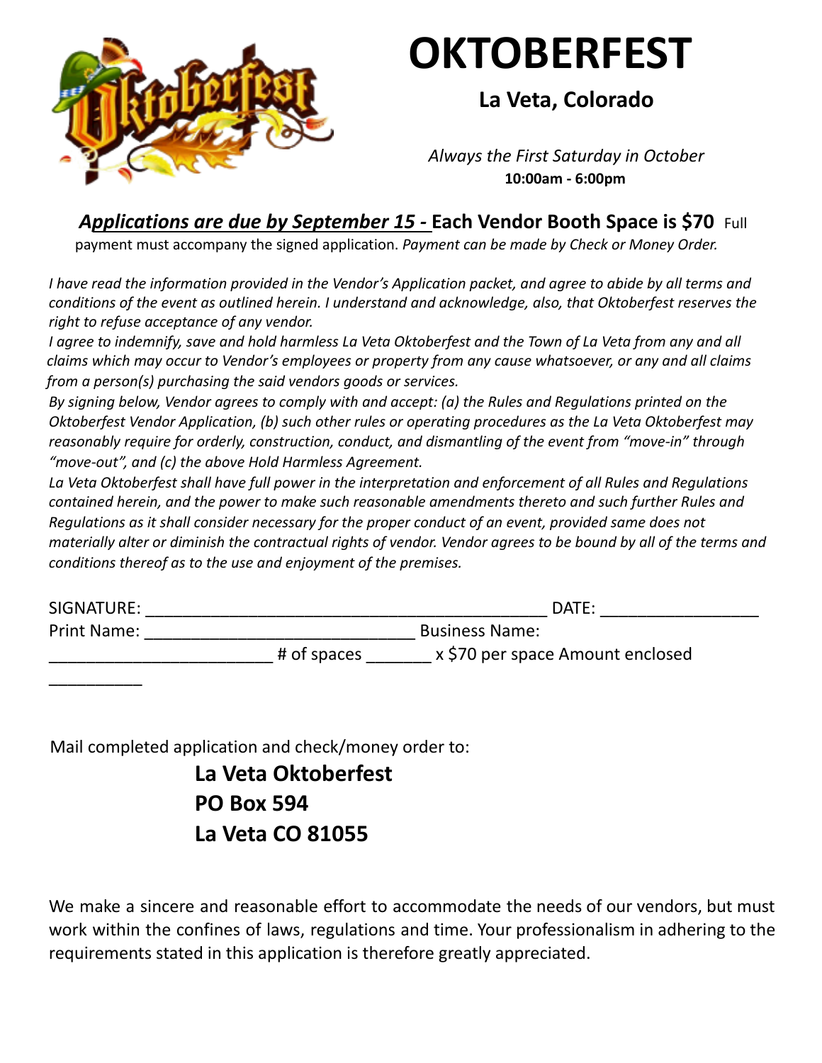# OKTOBERFEST

## La Veta, Colorado

*Always the First Saturday in October*
**10:00am - 6:00pm**

***Applications are due by September 15 -*** **Each Vendor Booth Space is $70** Full payment must accompany the signed application. *Payment can be made by Check or Money Order.*

*I have read the information provided in the Vendor's Application packet, and agree to abide by all terms and conditions of the event as outlined herein. I understand and acknowledge, also, that Oktoberfest reserves the right to refuse acceptance of any vendor.*

*I agree to indemnify, save and hold harmless La Veta Oktoberfest and the Town of La Veta from any and all claims which may occur to Vendor's employees or property from any cause whatsoever, or any and all claims from a person(s) purchasing the said vendors goods or services.*

*By signing below, Vendor agrees to comply with and accept: (a) the Rules and Regulations printed on the Oktoberfest Vendor Application, (b) such other rules or operating procedures as the La Veta Oktoberfest may reasonably require for orderly, construction, conduct, and dismantling of the event from "move-in" through "move-out", and (c) the above Hold Harmless Agreement.*

*La Veta Oktoberfest shall have full power in the interpretation and enforcement of all Rules and Regulations contained herein, and the power to make such reasonable amendments thereto and such further Rules and Regulations as it shall consider necessary for the proper conduct of an event, provided same does not materially alter or diminish the contractual rights of vendor. Vendor agrees to be bound by all of the terms and conditions thereof as to the use and enjoyment of the premises.*

SIGNATURE: _____________________________________________ DATE: _________________

Print Name: _____________________________ Business Name: _________________________ # of spaces _______ x $70 per space Amount enclosed __________

Mail completed application and check/money order to:

**La Veta Oktoberfest**
**PO Box 594**
**La Veta CO 81055**

We make a sincere and reasonable effort to accommodate the needs of our vendors, but must work within the confines of laws, regulations and time. Your professionalism in adhering to the requirements stated in this application is therefore greatly appreciated.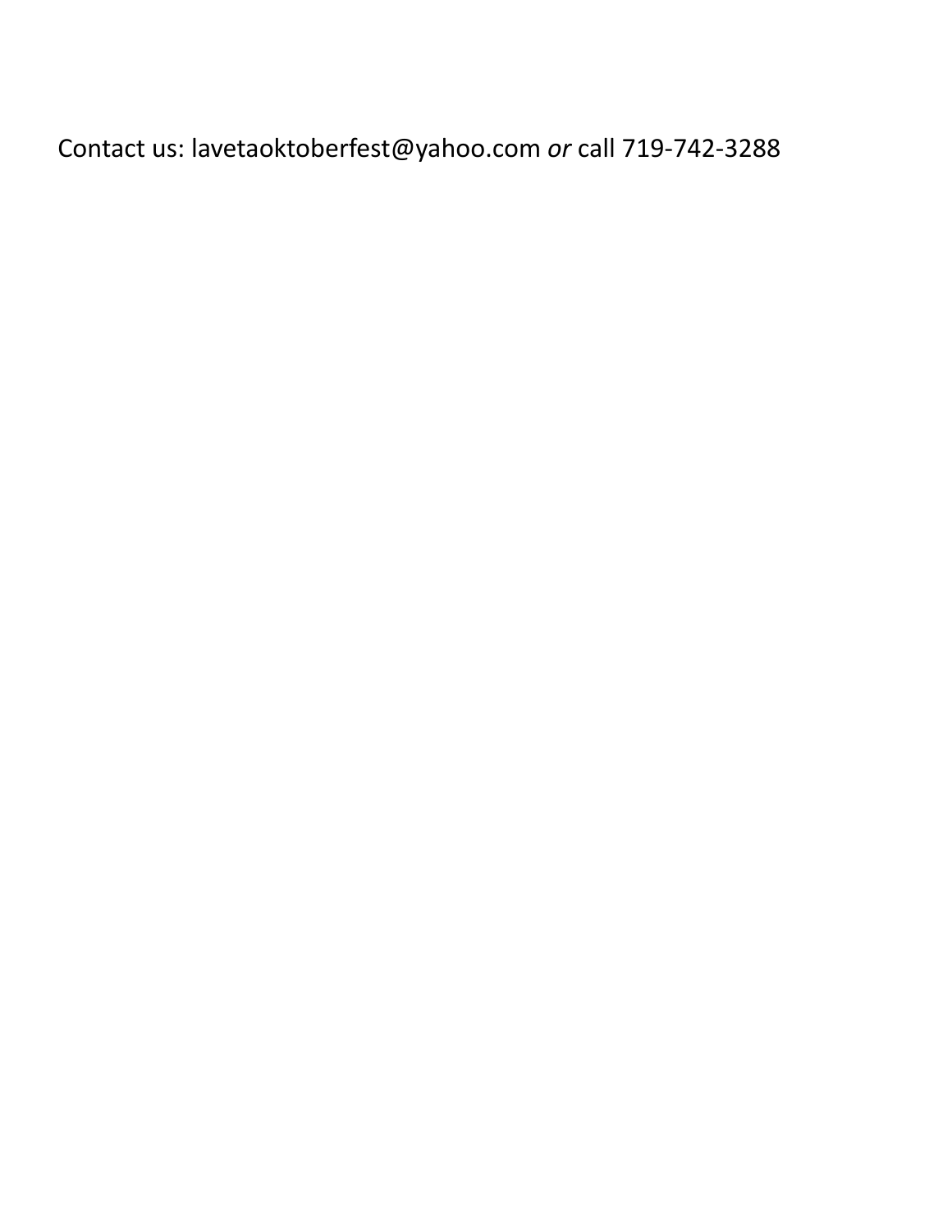Contact us: lavetaoktoberfest@yahoo.com *or* call 719-742-3288